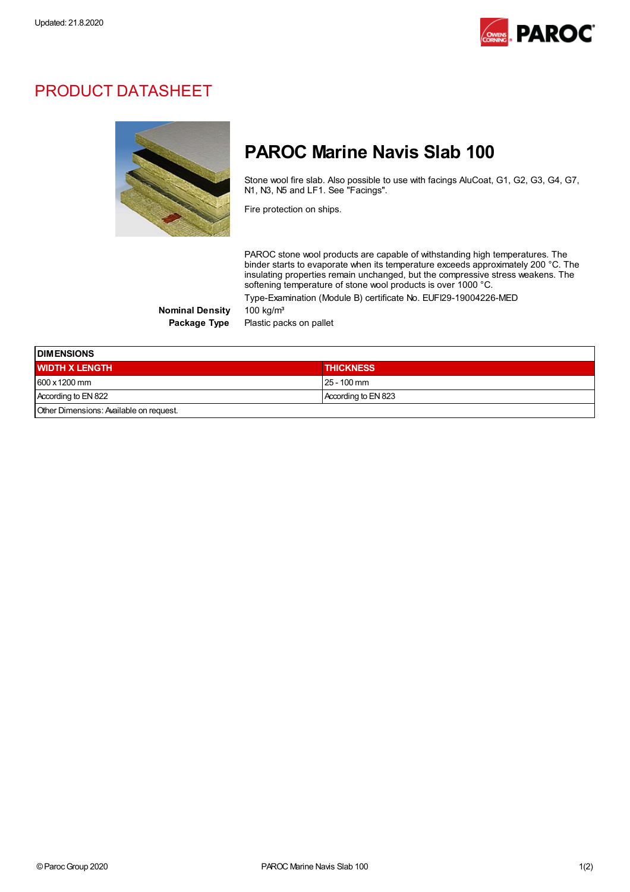Updated: 21.8.2020

# PRODUCT DATASHEET

## PAROC Marine Navis Slab 100

Stone wool fire slab. Also possible to use with facings AluCoat, G1, G2, G3, G4, G7, N1, N3, N5 and LF1. See "Facings".

Fire protection on ships.

PAROC stone wool products are capable of withstanding high temperatures. The binder starts to evaporate when its temperature exceeds approximately 200 °C. The insulating properties remain unchanged, but the compressive stress weakens. The softening temperature of stone wool products is over 1000 °C.

Type-Examination (Module B) certificate No. EUFI29-19004226-MED

**Nominal Density** 100 kg/m³

**Package Type** Plastic packs on pallet

| DIMENSIONS | |
|---|---|
| **WIDTH X LENGTH** | **THICKNESS** |
| 600 x 1200 mm | 25 - 100 mm |
| According to EN 822 | According to EN 823 |
| Other Dimensions: Available on request. | |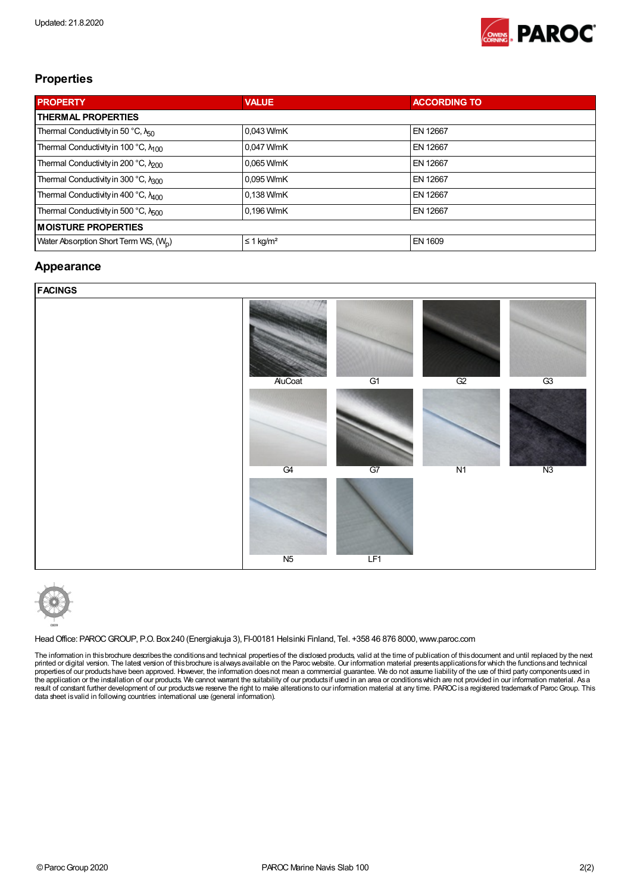Updated: 21.8.2020

## Properties

| PROPERTY | VALUE | ACCORDING TO |
|---|---|---|
| **THERMAL PROPERTIES** | | |
| Thermal Conductivity in 50 °C, $\lambda_{50}$ | 0,043 W/mK | EN 12667 |
| Thermal Conductivity in 100 °C, $\lambda_{100}$ | 0,047 W/mK | EN 12667 |
| Thermal Conductivity in 200 °C, $\lambda_{200}$ | 0,065 W/mK | EN 12667 |
| Thermal Conductivity in 300 °C, $\lambda_{300}$ | 0,095 W/mK | EN 12667 |
| Thermal Conductivity in 400 °C, $\lambda_{400}$ | 0,138 W/mK | EN 12667 |
| Thermal Conductivity in 500 °C, $\lambda_{500}$ | 0,196 W/mK | EN 12667 |
| **MOISTURE PROPERTIES** | | |
| Water Absorption Short Term WS, ($W_p$) | ≤ 1 kg/m² | EN 1609 |

## Appearance

**FACINGS**

AluCoat, G1, G2, G3, G4, G7, N1, N3, N5, LF1

Head Office: PAROC GROUP, P.O. Box 240 (Energiakuja 3), FI-00181 Helsinki Finland, Tel. +358 46 876 8000, www.paroc.com

The information in this brochure describes the conditions and technical properties of the disclosed products, valid at the time of publication of this document and until replaced by the next printed or digital version. The latest version of this brochure is always available on the Paroc website. Our information material presents applications for which the functions and technical properties of our products have been approved. However, the information does not mean a commercial guarantee. We do not assume liability of the use of third party components used in the application or the installation of our products. We cannot warrant the suitability of our products if used in an area or conditions which are not provided in our information material. As a result of constant further development of our products we reserve the right to make alterations to our information material at any time. PAROC is a registered trademark of Paroc Group. This data sheet is valid in following countries: international use (general information).

© Paroc Group 2020 PAROC Marine Navis Slab 100